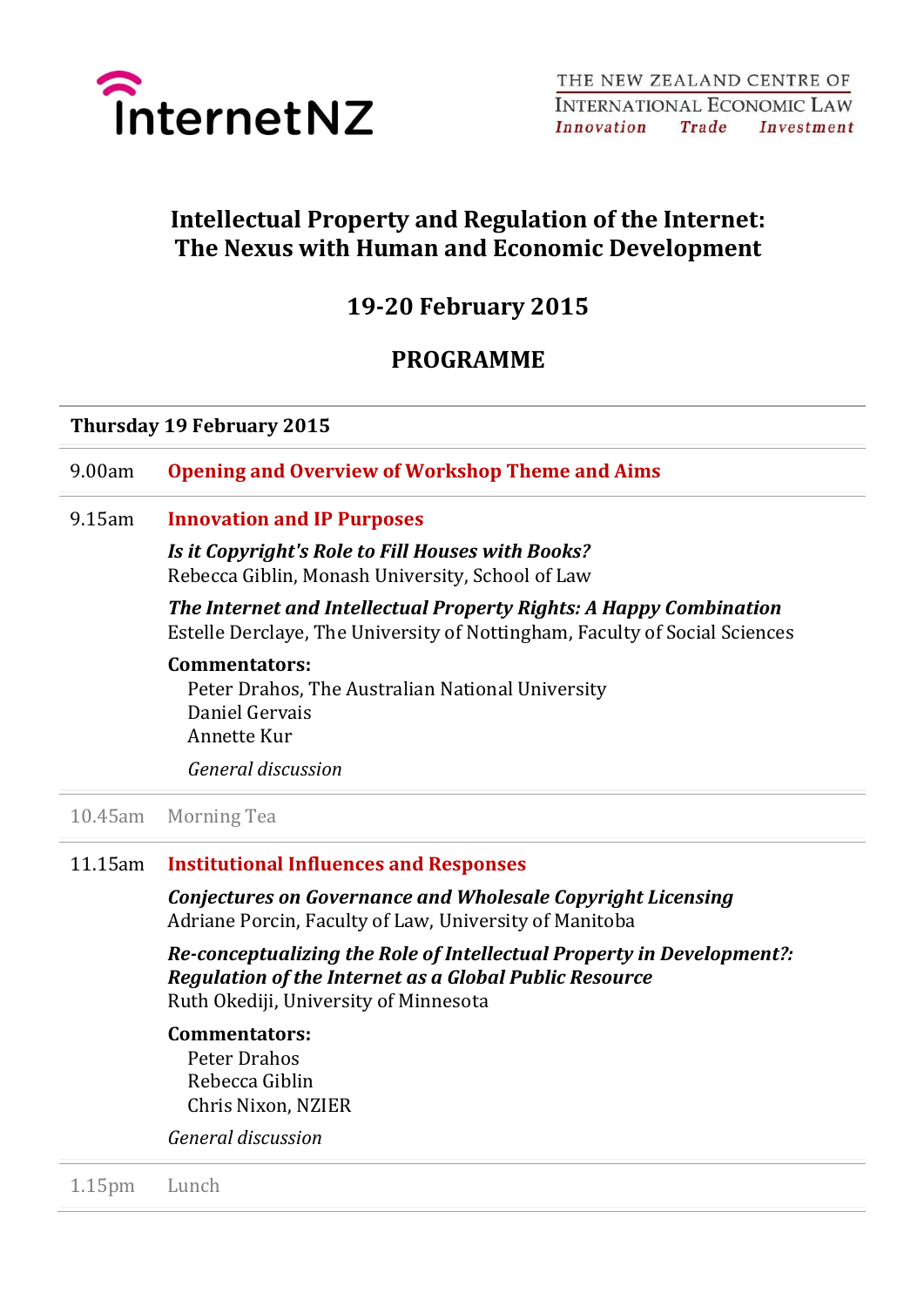InternetNZ

THE NEW ZEALAND CENTRE OF INTERNATIONAL ECONOMIC LAW
*Innovation Trade Investment*

# Intellectual Property and Regulation of the Internet: The Nexus with Human and Economic Development

## 19-20 February 2015

## PROGRAMME

### Thursday 19 February 2015

**9.00am** **Opening and Overview of Workshop Theme and Aims**

**9.15am** **Innovation and IP Purposes**

***Is it Copyright's Role to Fill Houses with Books?***
Rebecca Giblin, Monash University, School of Law

***The Internet and Intellectual Property Rights: A Happy Combination***
Estelle Derclaye, The University of Nottingham, Faculty of Social Sciences

**Commentators:**
Peter Drahos, The Australian National University
Daniel Gervais
Annette Kur

*General discussion*

10.45am Morning Tea

**11.15am** **Institutional Influences and Responses**

***Conjectures on Governance and Wholesale Copyright Licensing***
Adriane Porcin, Faculty of Law, University of Manitoba

***Re-conceptualizing the Role of Intellectual Property in Development?: Regulation of the Internet as a Global Public Resource***
Ruth Okediji, University of Minnesota

**Commentators:**
Peter Drahos
Rebecca Giblin
Chris Nixon, NZIER

*General discussion*

1.15pm Lunch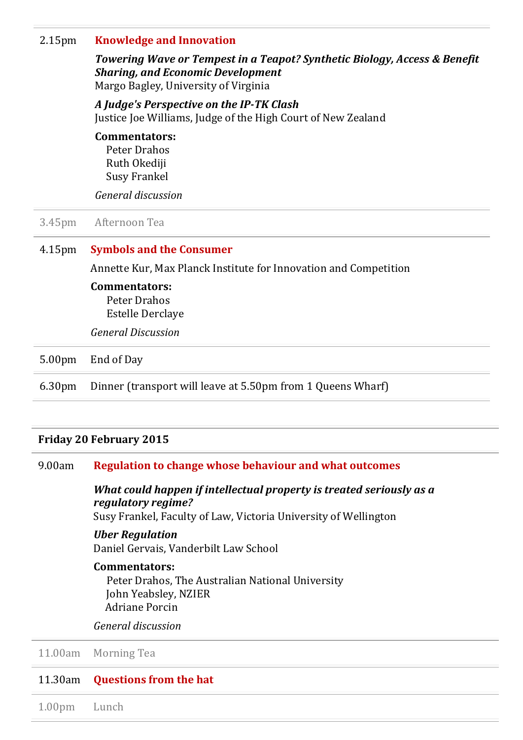| | |
|---|---|
| 2.15pm | **Knowledge and Innovation** |
| | ***Towering Wave or Tempest in a Teapot? Synthetic Biology, Access & Benefit Sharing, and Economic Development*** Margo Bagley, University of Virginia |
| | ***A Judge's Perspective on the IP-TK Clash*** Justice Joe Williams, Judge of the High Court of New Zealand |
| | **Commentators:** Peter Drahos, Ruth Okediji, Susy Frankel |
| | *General discussion* |
| 3.45pm | Afternoon Tea |
| 4.15pm | **Symbols and the Consumer** |
| | Annette Kur, Max Planck Institute for Innovation and Competition |
| | **Commentators:** Peter Drahos, Estelle Derclaye |
| | *General Discussion* |
| 5.00pm | End of Day |
| 6.30pm | Dinner (transport will leave at 5.50pm from 1 Queens Wharf) |

**Friday 20 February 2015**

| | |
|---|---|
| 9.00am | **Regulation to change whose behaviour and what outcomes** |
| | ***What could happen if intellectual property is treated seriously as a regulatory regime?*** Susy Frankel, Faculty of Law, Victoria University of Wellington |
| | ***Uber Regulation*** Daniel Gervais, Vanderbilt Law School |
| | **Commentators:** Peter Drahos, The Australian National University; John Yeabsley, NZIER; Adriane Porcin |
| | *General discussion* |
| 11.00am | Morning Tea |
| 11.30am | **Questions from the hat** |
| 1.00pm | Lunch |